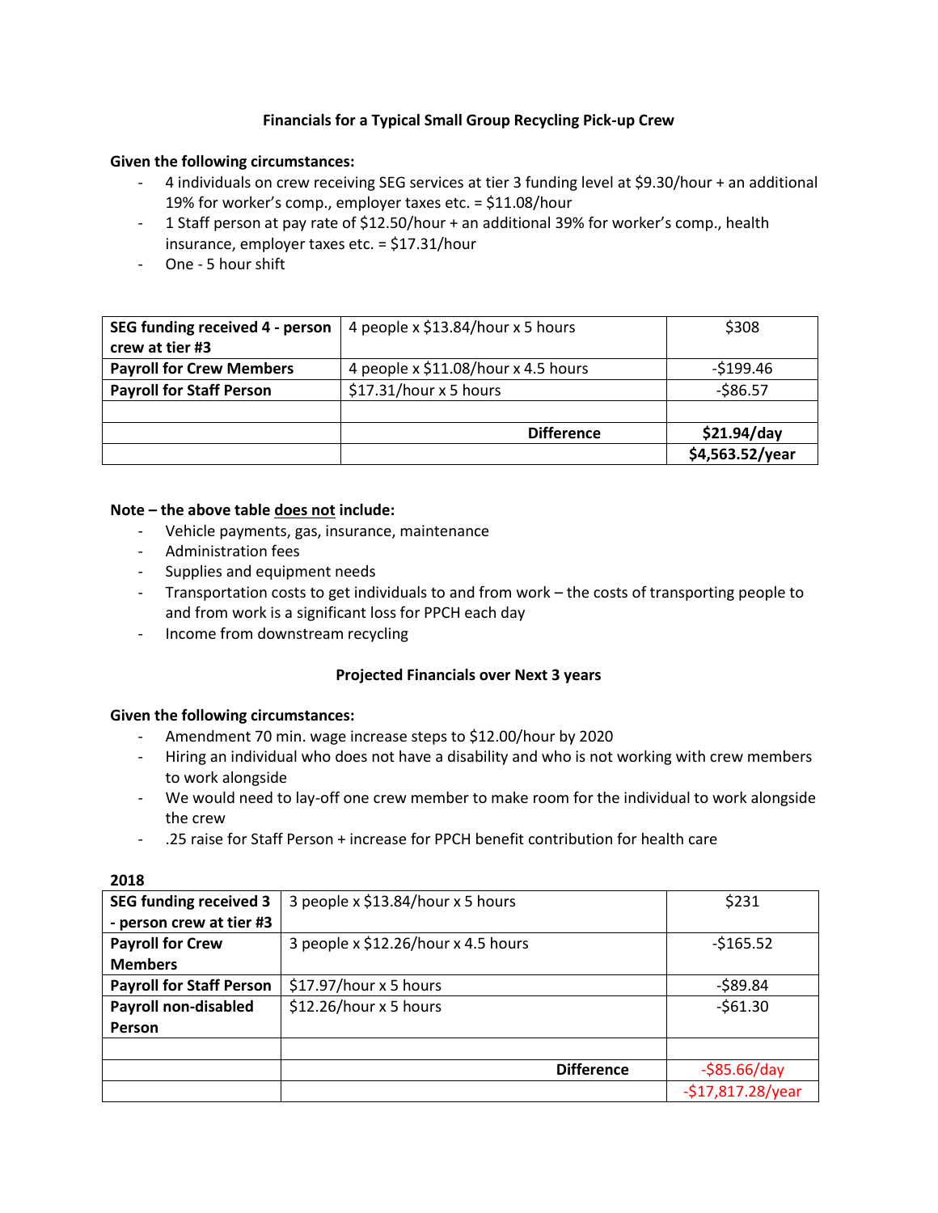**Financials for a Typical Small Group Recycling Pick-up Crew**

**Given the following circumstances:**

- 4 individuals on crew receiving SEG services at tier 3 funding level at $9.30/hour + an additional 19% for worker's comp., employer taxes etc. = $11.08/hour
- 1 Staff person at pay rate of $12.50/hour + an additional 39% for worker's comp., health insurance, employer taxes etc. = $17.31/hour
- One - 5 hour shift

| | | |
|---|---|---|
| **SEG funding received 4 - person crew at tier #3** | 4 people x $13.84/hour x 5 hours | $308 |
| **Payroll for Crew Members** | 4 people x $11.08/hour x 4.5 hours | -$199.46 |
| **Payroll for Staff Person** | $17.31/hour x 5 hours | -$86.57 |
| | | |
| | **Difference** | **$21.94/day** |
| | | **$4,563.52/year** |

**Note – the above table does not include:**

- Vehicle payments, gas, insurance, maintenance
- Administration fees
- Supplies and equipment needs
- Transportation costs to get individuals to and from work – the costs of transporting people to and from work is a significant loss for PPCH each day
- Income from downstream recycling

**Projected Financials over Next 3 years**

**Given the following circumstances:**

- Amendment 70 min. wage increase steps to $12.00/hour by 2020
- Hiring an individual who does not have a disability and who is not working with crew members to work alongside
- We would need to lay-off one crew member to make room for the individual to work alongside the crew
- .25 raise for Staff Person + increase for PPCH benefit contribution for health care

**2018**

| | | |
|---|---|---|
| **SEG funding received 3 - person crew at tier #3** | 3 people x $13.84/hour x 5 hours | $231 |
| **Payroll for Crew Members** | 3 people x $12.26/hour x 4.5 hours | -$165.52 |
| **Payroll for Staff Person** | $17.97/hour x 5 hours | -$89.84 |
| **Payroll non-disabled Person** | $12.26/hour x 5 hours | -$61.30 |
| | | |
| | **Difference** | -$85.66/day |
| | | -$17,817.28/year |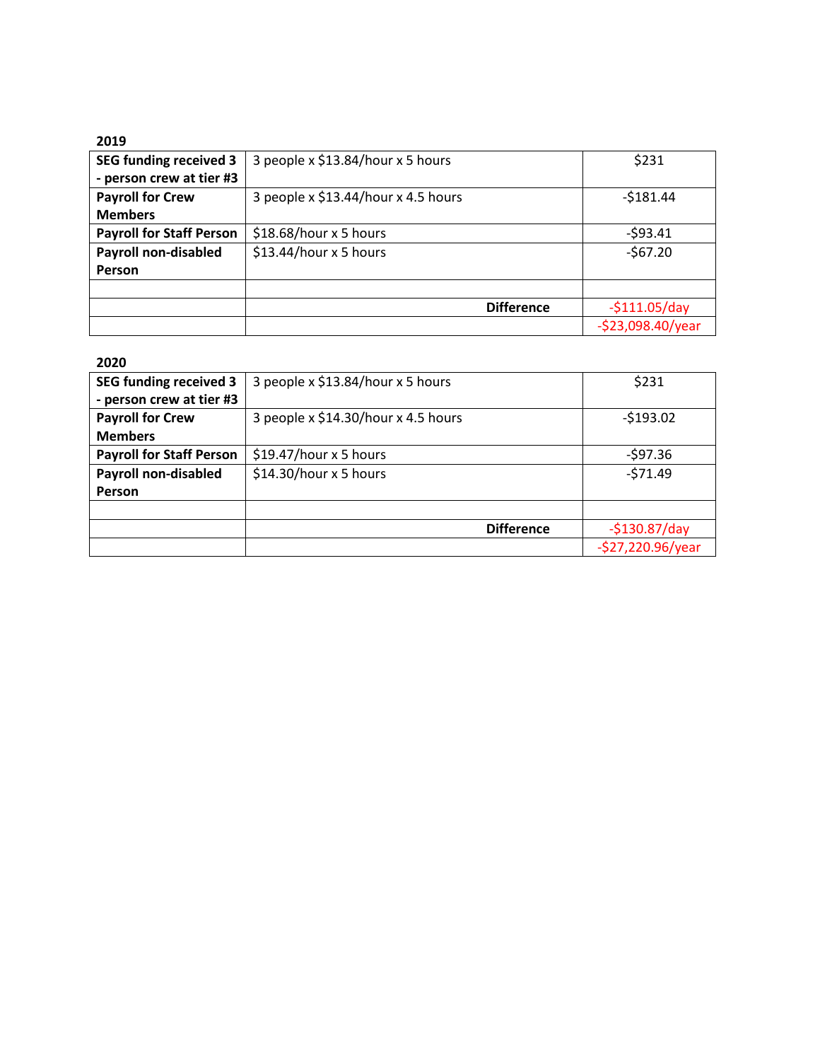**2019**

| | | |
|---|---|---|
| **SEG funding received 3 - person crew at tier #3** | 3 people x $13.84/hour x 5 hours | $231 |
| **Payroll for Crew Members** | 3 people x $13.44/hour x 4.5 hours | -$181.44 |
| **Payroll for Staff Person** | $18.68/hour x 5 hours | -$93.41 |
| **Payroll non-disabled Person** | $13.44/hour x 5 hours | -$67.20 |
| | | |
| | **Difference** | -$111.05/day |
| | | -$23,098.40/year |

**2020**

| | | |
|---|---|---|
| **SEG funding received 3 - person crew at tier #3** | 3 people x $13.84/hour x 5 hours | $231 |
| **Payroll for Crew Members** | 3 people x $14.30/hour x 4.5 hours | -$193.02 |
| **Payroll for Staff Person** | $19.47/hour x 5 hours | -$97.36 |
| **Payroll non-disabled Person** | $14.30/hour x 5 hours | -$71.49 |
| | | |
| | **Difference** | -$130.87/day |
| | | -$27,220.96/year |